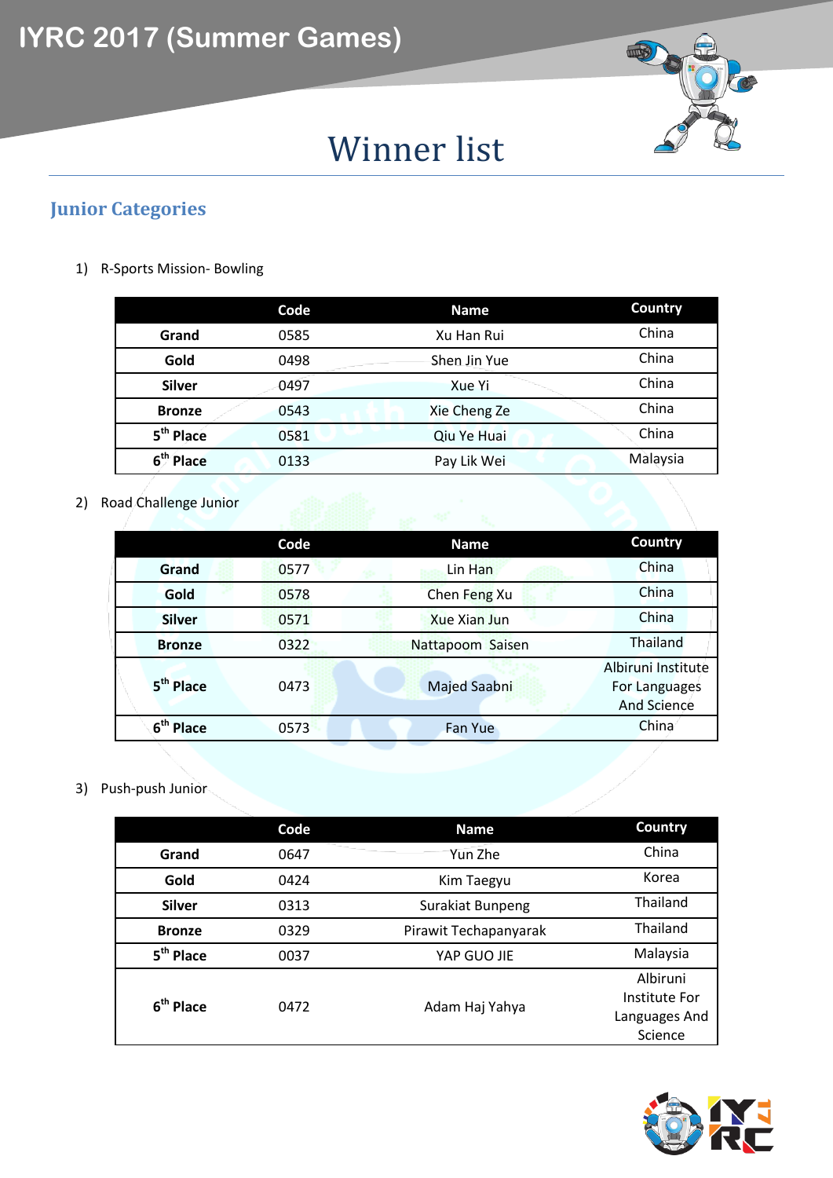# IYRC 2017 (Summer Games)

## Winner list

### Junior Categories

1) R-Sports Mission- Bowling

| | Code | Name | Country |
|---|---|---|---|
| **Grand** | 0585 | Xu Han Rui | China |
| **Gold** | 0498 | Shen Jin Yue | China |
| **Silver** | 0497 | Xue Yi | China |
| **Bronze** | 0543 | Xie Cheng Ze | China |
| **5th Place** | 0581 | Qiu Ye Huai | China |
| **6th Place** | 0133 | Pay Lik Wei | Malaysia |

2) Road Challenge Junior

| | Code | Name | Country |
|---|---|---|---|
| **Grand** | 0577 | Lin Han | China |
| **Gold** | 0578 | Chen Feng Xu | China |
| **Silver** | 0571 | Xue Xian Jun | China |
| **Bronze** | 0322 | Nattapoom Saisen | Thailand |
| **5th Place** | 0473 | Majed Saabni | Albiruni Institute For Languages And Science |
| **6th Place** | 0573 | Fan Yue | China |

3) Push-push Junior

| | Code | Name | Country |
|---|---|---|---|
| **Grand** | 0647 | Yun Zhe | China |
| **Gold** | 0424 | Kim Taegyu | Korea |
| **Silver** | 0313 | Surakiat Bunpeng | Thailand |
| **Bronze** | 0329 | Pirawit Techapanyarak | Thailand |
| **5th Place** | 0037 | YAP GUO JIE | Malaysia |
| **6th Place** | 0472 | Adam Haj Yahya | Albiruni Institute For Languages And Science |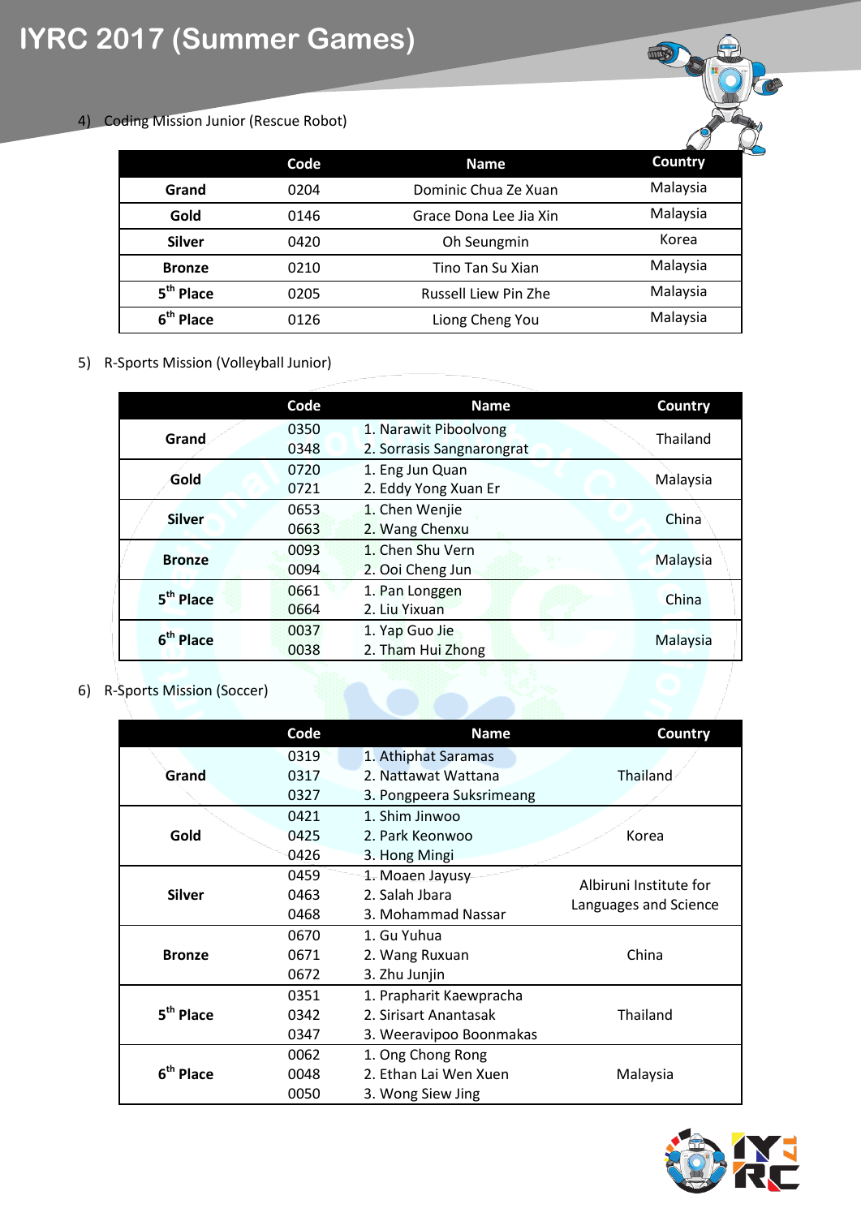# IYRC 2017 (Summer Games)

4) Coding Mission Junior (Rescue Robot)

| | Code | Name | Country |
|---|---|---|---|
| **Grand** | 0204 | Dominic Chua Ze Xuan | Malaysia |
| **Gold** | 0146 | Grace Dona Lee Jia Xin | Malaysia |
| **Silver** | 0420 | Oh Seungmin | Korea |
| **Bronze** | 0210 | Tino Tan Su Xian | Malaysia |
| **5th Place** | 0205 | Russell Liew Pin Zhe | Malaysia |
| **6th Place** | 0126 | Liong Cheng You | Malaysia |

5) R-Sports Mission (Volleyball Junior)

| | Code | Name | Country |
|---|---|---|---|
| **Grand** | 0350<br>0348 | 1. Narawit Piboolvong<br>2. Sorrasis Sangnarongrat | Thailand |
| **Gold** | 0720<br>0721 | 1. Eng Jun Quan<br>2. Eddy Yong Xuan Er | Malaysia |
| **Silver** | 0653<br>0663 | 1. Chen Wenjie<br>2. Wang Chenxu | China |
| **Bronze** | 0093<br>0094 | 1. Chen Shu Vern<br>2. Ooi Cheng Jun | Malaysia |
| **5th Place** | 0661<br>0664 | 1. Pan Longgen<br>2. Liu Yixuan | China |
| **6th Place** | 0037<br>0038 | 1. Yap Guo Jie<br>2. Tham Hui Zhong | Malaysia |

6) R-Sports Mission (Soccer)

| | Code | Name | Country |
|---|---|---|---|
| **Grand** | 0319<br>0317<br>0327 | 1. Athiphat Saramas<br>2. Nattawat Wattana<br>3. Pongpeera Suksrimeang | Thailand |
| **Gold** | 0421<br>0425<br>0426 | 1. Shim Jinwoo<br>2. Park Keonwoo<br>3. Hong Mingi | Korea |
| **Silver** | 0459<br>0463<br>0468 | 1. Moaen Jayusy<br>2. Salah Jbara<br>3. Mohammad Nassar | Albiruni Institute for Languages and Science |
| **Bronze** | 0670<br>0671<br>0672 | 1. Gu Yuhua<br>2. Wang Ruxuan<br>3. Zhu Junjin | China |
| **5th Place** | 0351<br>0342<br>0347 | 1. Prapharit Kaewpracha<br>2. Sirisart Anantasak<br>3. Weeravipoo Boonmakas | Thailand |
| **6th Place** | 0062<br>0048<br>0050 | 1. Ong Chong Rong<br>2. Ethan Lai Wen Xuen<br>3. Wong Siew Jing | Malaysia |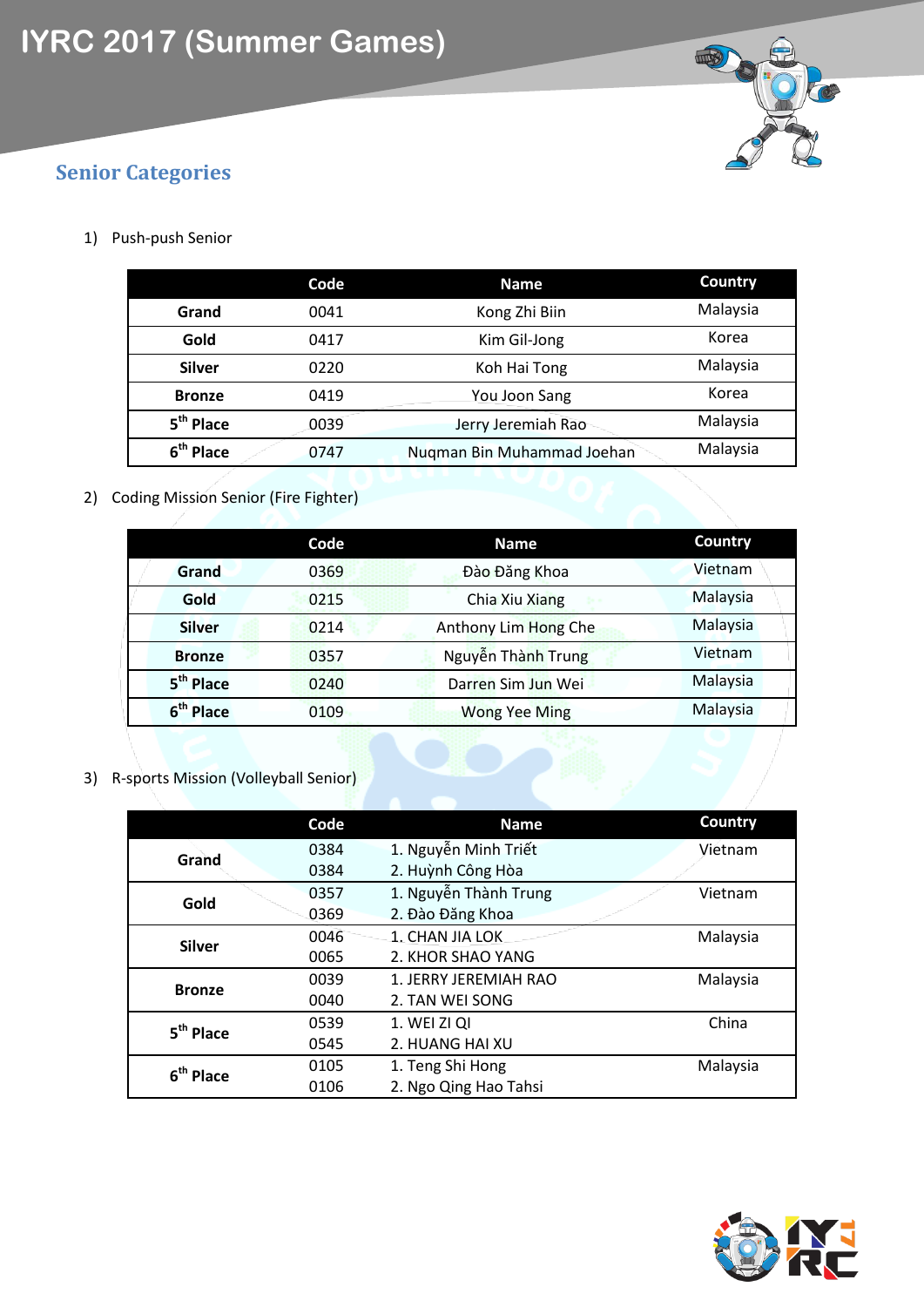# IYRC 2017 (Summer Games)

## Senior Categories

1) Push-push Senior

| | Code | Name | Country |
|---|---|---|---|
| **Grand** | 0041 | Kong Zhi Biin | Malaysia |
| **Gold** | 0417 | Kim Gil-Jong | Korea |
| **Silver** | 0220 | Koh Hai Tong | Malaysia |
| **Bronze** | 0419 | You Joon Sang | Korea |
| **5th Place** | 0039 | Jerry Jeremiah Rao | Malaysia |
| **6th Place** | 0747 | Nuqman Bin Muhammad Joehan | Malaysia |

2) Coding Mission Senior (Fire Fighter)

| | Code | Name | Country |
|---|---|---|---|
| **Grand** | 0369 | Đào Đăng Khoa | Vietnam |
| **Gold** | 0215 | Chia Xiu Xiang | Malaysia |
| **Silver** | 0214 | Anthony Lim Hong Che | Malaysia |
| **Bronze** | 0357 | Nguyễn Thành Trung | Vietnam |
| **5th Place** | 0240 | Darren Sim Jun Wei | Malaysia |
| **6th Place** | 0109 | Wong Yee Ming | Malaysia |

3) R-sports Mission (Volleyball Senior)

| | Code | Name | Country |
|---|---|---|---|
| **Grand** | 0384<br>0384 | 1. Nguyễn Minh Triết<br>2. Huỳnh Công Hòa | Vietnam |
| **Gold** | 0357<br>0369 | 1. Nguyễn Thành Trung<br>2. Đào Đăng Khoa | Vietnam |
| **Silver** | 0046<br>0065 | 1. CHAN JIA LOK<br>2. KHOR SHAO YANG | Malaysia |
| **Bronze** | 0039<br>0040 | 1. JERRY JEREMIAH RAO<br>2. TAN WEI SONG | Malaysia |
| **5th Place** | 0539<br>0545 | 1. WEI ZI QI<br>2. HUANG HAI XU | China |
| **6th Place** | 0105<br>0106 | 1. Teng Shi Hong<br>2. Ngo Qing Hao Tahsi | Malaysia |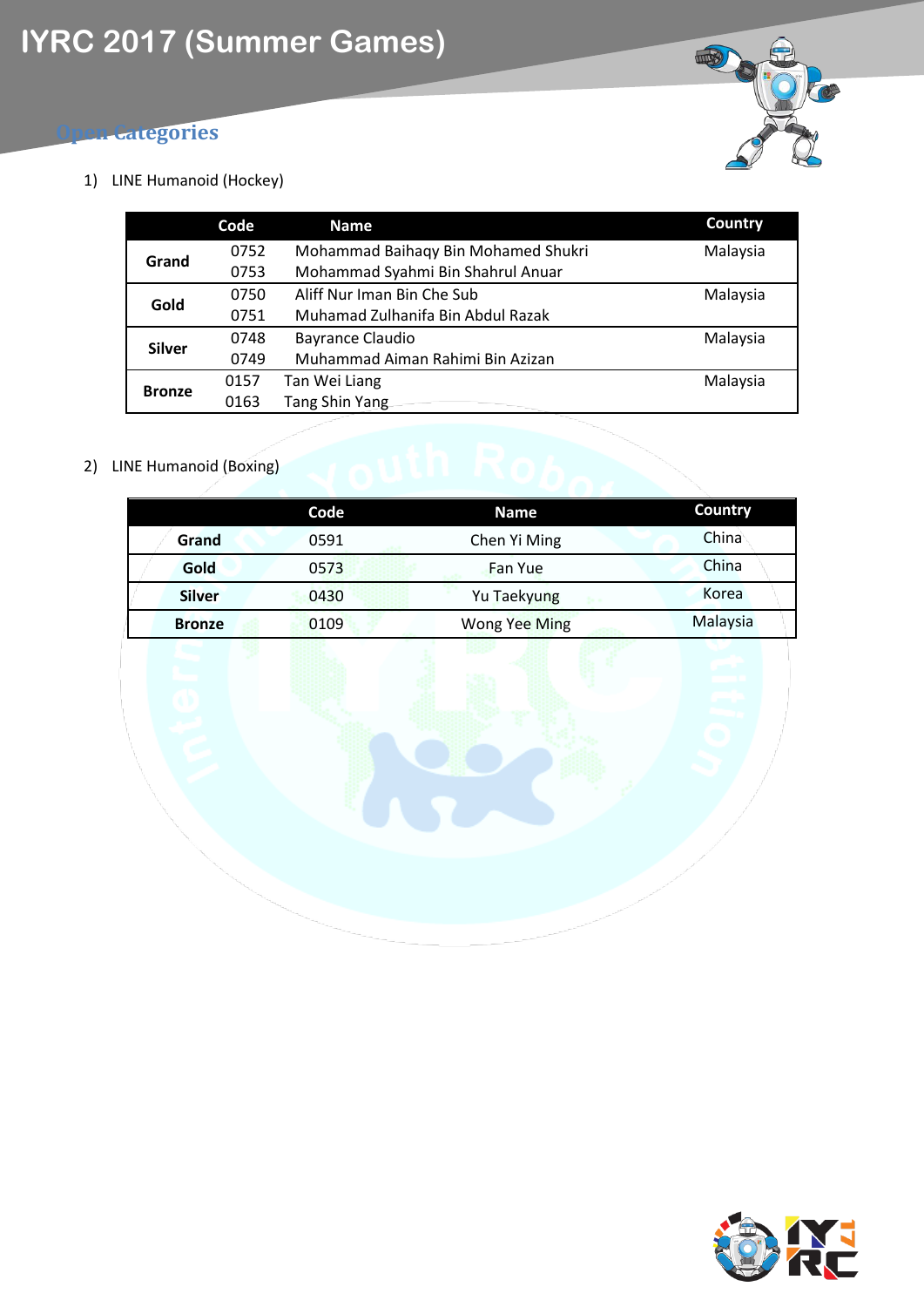# IYRC 2017 (Summer Games)

## Open Categories

1) LINE Humanoid (Hockey)

| | Code | Name | Country |
|---|---|---|---|
| Grand | 0752 | Mohammad Baihaqy Bin Mohamed Shukri | Malaysia |
| | 0753 | Mohammad Syahmi Bin Shahrul Anuar | |
| Gold | 0750 | Aliff Nur Iman Bin Che Sub | Malaysia |
| | 0751 | Muhamad Zulhanifa Bin Abdul Razak | |
| Silver | 0748 | Bayrance Claudio | Malaysia |
| | 0749 | Muhammad Aiman Rahimi Bin Azizan | |
| Bronze | 0157 | Tan Wei Liang | Malaysia |
| | 0163 | Tang Shin Yang | |

2) LINE Humanoid (Boxing)

| | Code | Name | Country |
|---|---|---|---|
| Grand | 0591 | Chen Yi Ming | China |
| Gold | 0573 | Fan Yue | China |
| Silver | 0430 | Yu Taekyung | Korea |
| Bronze | 0109 | Wong Yee Ming | Malaysia |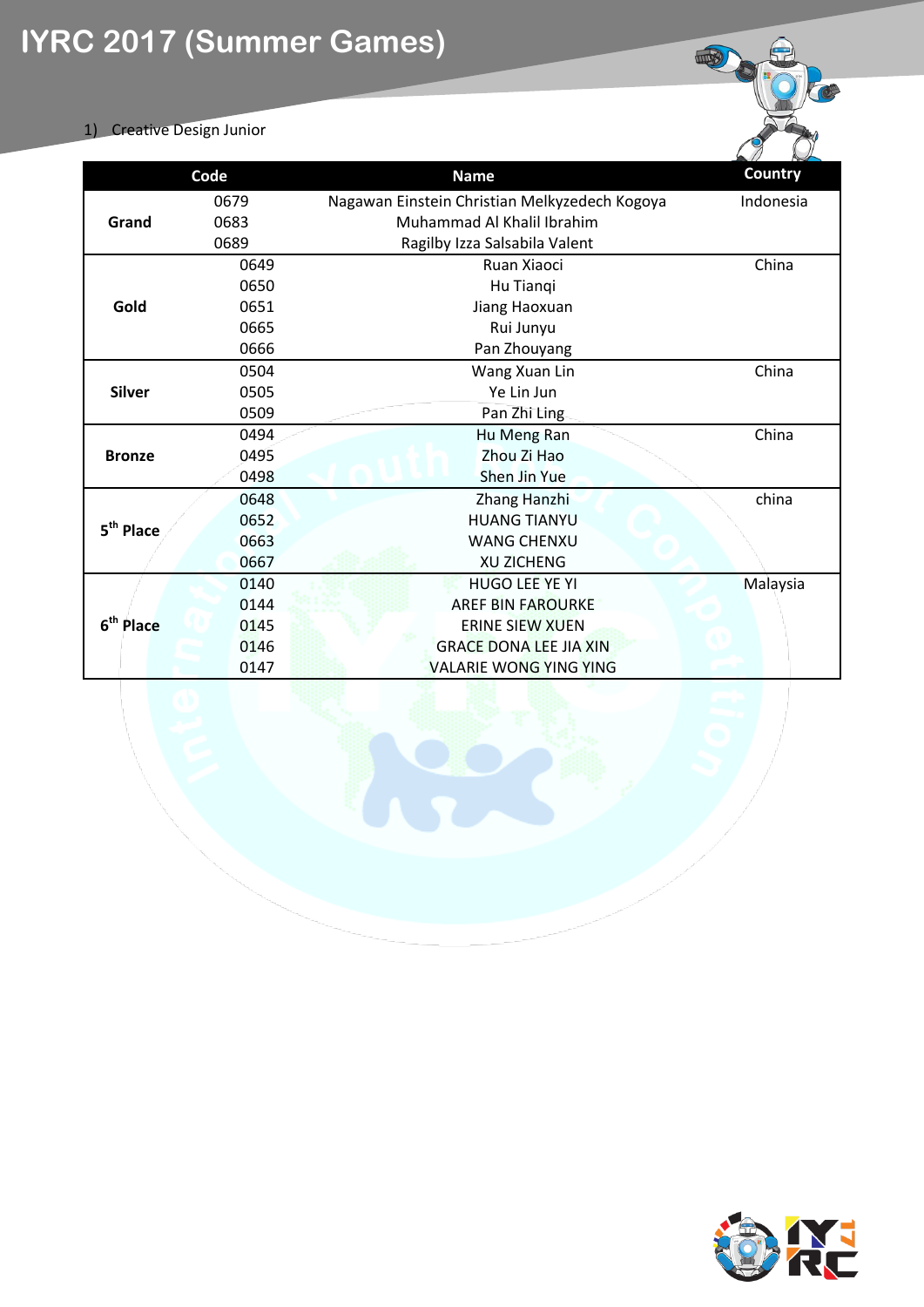# IYRC 2017 (Summer Games)

1) Creative Design Junior

| | Code | Name | Country |
|---|---|---|---|
| Grand | 0679 | Nagawan Einstein Christian Melkyzedech Kogoya | Indonesia |
| | 0683 | Muhammad Al Khalil Ibrahim | |
| | 0689 | Ragilby Izza Salsabila Valent | |
| Gold | 0649 | Ruan Xiaoci | China |
| | 0650 | Hu Tianqi | |
| | 0651 | Jiang Haoxuan | |
| | 0665 | Rui Junyu | |
| | 0666 | Pan Zhouyang | |
| Silver | 0504 | Wang Xuan Lin | China |
| | 0505 | Ye Lin Jun | |
| | 0509 | Pan Zhi Ling | |
| Bronze | 0494 | Hu Meng Ran | China |
| | 0495 | Zhou Zi Hao | |
| | 0498 | Shen Jin Yue | |
| 5th Place | 0648 | Zhang Hanzhi | china |
| | 0652 | HUANG TIANYU | |
| | 0663 | WANG CHENXU | |
| | 0667 | XU ZICHENG | |
| 6th Place | 0140 | HUGO LEE YE YI | Malaysia |
| | 0144 | AREF BIN FAROURKE | |
| | 0145 | ERINE SIEW XUEN | |
| | 0146 | GRACE DONA LEE JIA XIN | |
| | 0147 | VALARIE WONG YING YING | |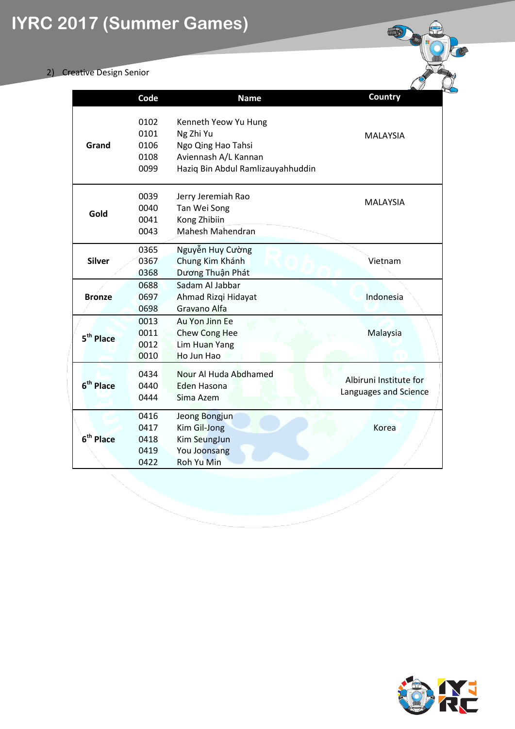# IYRC 2017 (Summer Games)

2) Creative Design Senior

| | Code | Name | Country |
|---|---|---|---|
| **Grand** | 0102<br>0101<br>0106<br>0108<br>0099 | Kenneth Yeow Yu Hung<br>Ng Zhi Yu<br>Ngo Qing Hao Tahsi<br>Aviennash A/L Kannan<br>Haziq Bin Abdul Ramlizauyahhuddin | MALAYSIA |
| **Gold** | 0039<br>0040<br>0041<br>0043 | Jerry Jeremiah Rao<br>Tan Wei Song<br>Kong Zhibiin<br>Mahesh Mahendran | MALAYSIA |
| **Silver** | 0365<br>0367<br>0368 | Nguyễn Huy Cường<br>Chung Kim Khánh<br>Dương Thuận Phát | Vietnam |
| **Bronze** | 0688<br>0697<br>0698 | Sadam Al Jabbar<br>Ahmad Rizqi Hidayat<br>Gravano Alfa | Indonesia |
| **5th Place** | 0013<br>0011<br>0012<br>0010 | Au Yon Jinn Ee<br>Chew Cong Hee<br>Lim Huan Yang<br>Ho Jun Hao | Malaysia |
| **6th Place** | 0434<br>0440<br>0444 | Nour Al Huda Abdhamed<br>Eden Hasona<br>Sima Azem | Albiruni Institute for Languages and Science |
| **6th Place** | 0416<br>0417<br>0418<br>0419<br>0422 | Jeong Bongjun<br>Kim Gil-Jong<br>Kim SeungJun<br>You Joonsang<br>Roh Yu Min | Korea |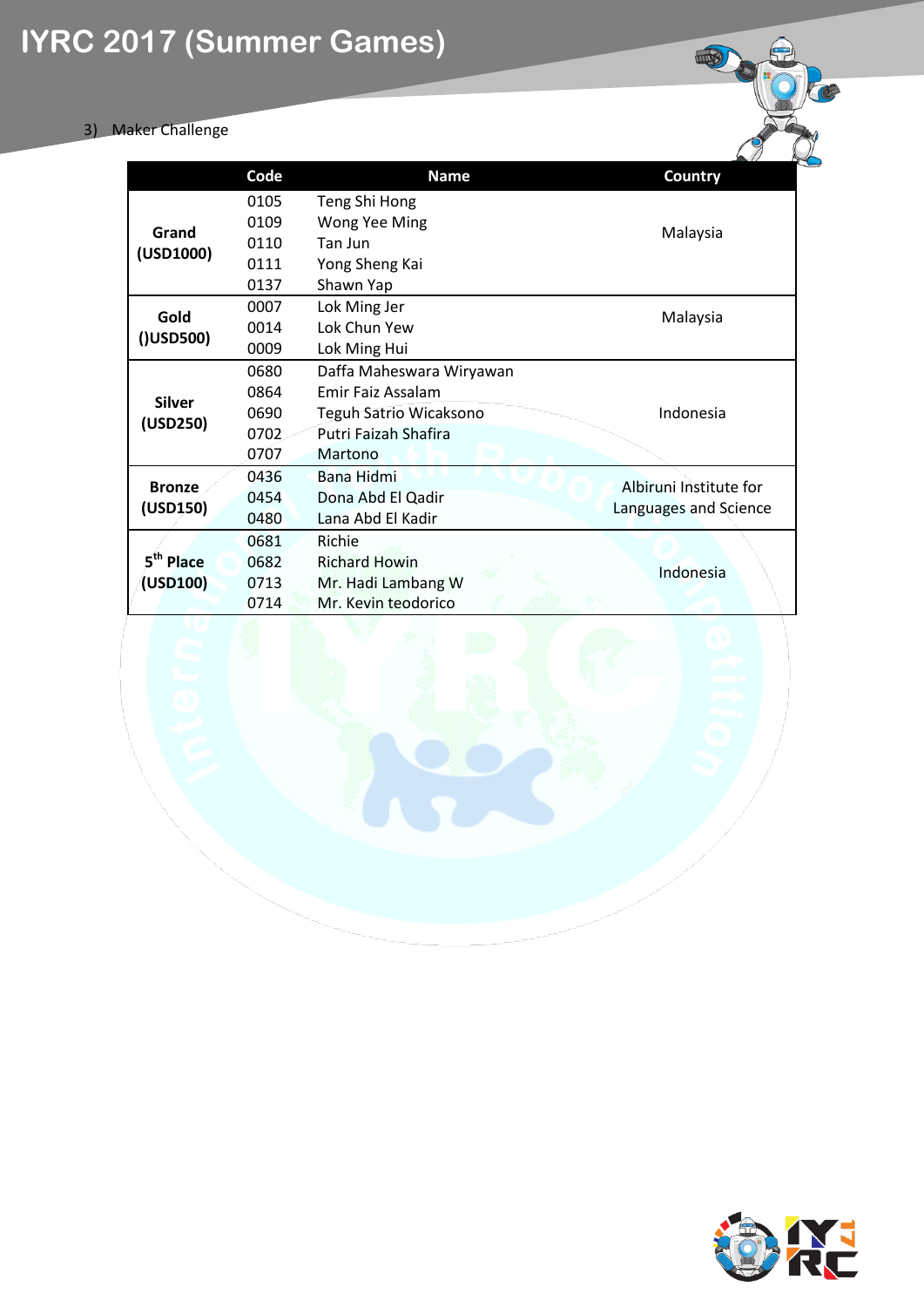# IYRC 2017 (Summer Games)

3) Maker Challenge

| | Code | Name | Country |
|---|---|---|---|
| **Grand (USD1000)** | 0105 | Teng Shi Hong | Malaysia |
| | 0109 | Wong Yee Ming | |
| | 0110 | Tan Jun | |
| | 0111 | Yong Sheng Kai | |
| | 0137 | Shawn Yap | |
| **Gold ()USD500)** | 0007 | Lok Ming Jer | Malaysia |
| | 0014 | Lok Chun Yew | |
| | 0009 | Lok Ming Hui | |
| **Silver (USD250)** | 0680 | Daffa Maheswara Wiryawan | Indonesia |
| | 0864 | Emir Faiz Assalam | |
| | 0690 | Teguh Satrio Wicaksono | |
| | 0702 | Putri Faizah Shafira | |
| | 0707 | Martono | |
| **Bronze (USD150)** | 0436 | Bana Hidmi | Albiruni Institute for Languages and Science |
| | 0454 | Dona Abd El Qadir | |
| | 0480 | Lana Abd El Kadir | |
| **5th Place (USD100)** | 0681 | Richie | Indonesia |
| | 0682 | Richard Howin | |
| | 0713 | Mr. Hadi Lambang W | |
| | 0714 | Mr. Kevin teodorico | |